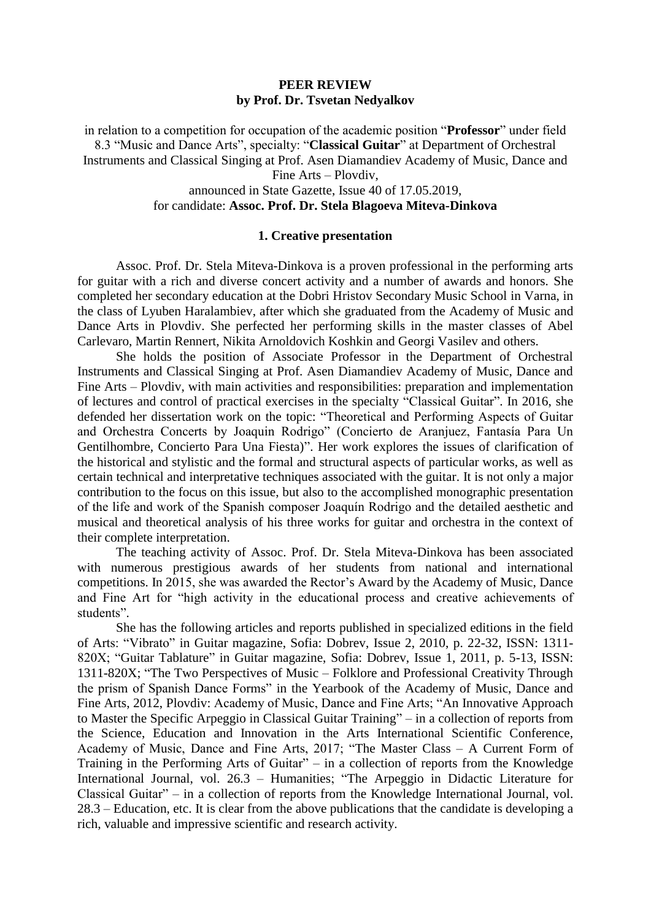**PEER REVIEW**
**by Prof. Dr. Tsvetan Nedyalkov**

in relation to a competition for occupation of the academic position "**Professor**" under field 8.3 "Music and Dance Arts", specialty: "**Classical Guitar**" at Department of Orchestral Instruments and Classical Singing at Prof. Asen Diamandiev Academy of Music, Dance and Fine Arts – Plovdiv,
announced in State Gazette, Issue 40 of 17.05.2019,
for candidate: **Assoc. Prof. Dr. Stela Blagoeva Miteva-Dinkova**

## 1. Creative presentation

Assoc. Prof. Dr. Stela Miteva-Dinkova is a proven professional in the performing arts for guitar with a rich and diverse concert activity and a number of awards and honors. She completed her secondary education at the Dobri Hristov Secondary Music School in Varna, in the class of Lyuben Haralambiev, after which she graduated from the Academy of Music and Dance Arts in Plovdiv. She perfected her performing skills in the master classes of Abel Carlevaro, Martin Rennert, Nikita Arnoldovich Koshkin and Georgi Vasilev and others.

She holds the position of Associate Professor in the Department of Orchestral Instruments and Classical Singing at Prof. Asen Diamandiev Academy of Music, Dance and Fine Arts – Plovdiv, with main activities and responsibilities: preparation and implementation of lectures and control of practical exercises in the specialty "Classical Guitar". In 2016, she defended her dissertation work on the topic: "Theoretical and Performing Aspects of Guitar and Orchestra Concerts by Joaquin Rodrigo" (Concierto de Aranjuez, Fantasía Para Un Gentilhombre, Concierto Para Una Fiesta)". Her work explores the issues of clarification of the historical and stylistic and the formal and structural aspects of particular works, as well as certain technical and interpretative techniques associated with the guitar. It is not only a major contribution to the focus on this issue, but also to the accomplished monographic presentation of the life and work of the Spanish composer Joaquín Rodrigo and the detailed aesthetic and musical and theoretical analysis of his three works for guitar and orchestra in the context of their complete interpretation.

The teaching activity of Assoc. Prof. Dr. Stela Miteva-Dinkova has been associated with numerous prestigious awards of her students from national and international competitions. In 2015, she was awarded the Rector's Award by the Academy of Music, Dance and Fine Art for "high activity in the educational process and creative achievements of students".

She has the following articles and reports published in specialized editions in the field of Arts: "Vibrato" in Guitar magazine, Sofia: Dobrev, Issue 2, 2010, p. 22-32, ISSN: 1311-820X; "Guitar Tablature" in Guitar magazine, Sofia: Dobrev, Issue 1, 2011, p. 5-13, ISSN: 1311-820X; "The Two Perspectives of Music – Folklore and Professional Creativity Through the prism of Spanish Dance Forms" in the Yearbook of the Academy of Music, Dance and Fine Arts, 2012, Plovdiv: Academy of Music, Dance and Fine Arts; "An Innovative Approach to Master the Specific Arpeggio in Classical Guitar Training" – in a collection of reports from the Science, Education and Innovation in the Arts International Scientific Conference, Academy of Music, Dance and Fine Arts, 2017; "The Master Class – A Current Form of Training in the Performing Arts of Guitar" – in a collection of reports from the Knowledge International Journal, vol. 26.3 – Humanities; "The Arpeggio in Didactic Literature for Classical Guitar" – in a collection of reports from the Knowledge International Journal, vol. 28.3 – Education, etc. It is clear from the above publications that the candidate is developing a rich, valuable and impressive scientific and research activity.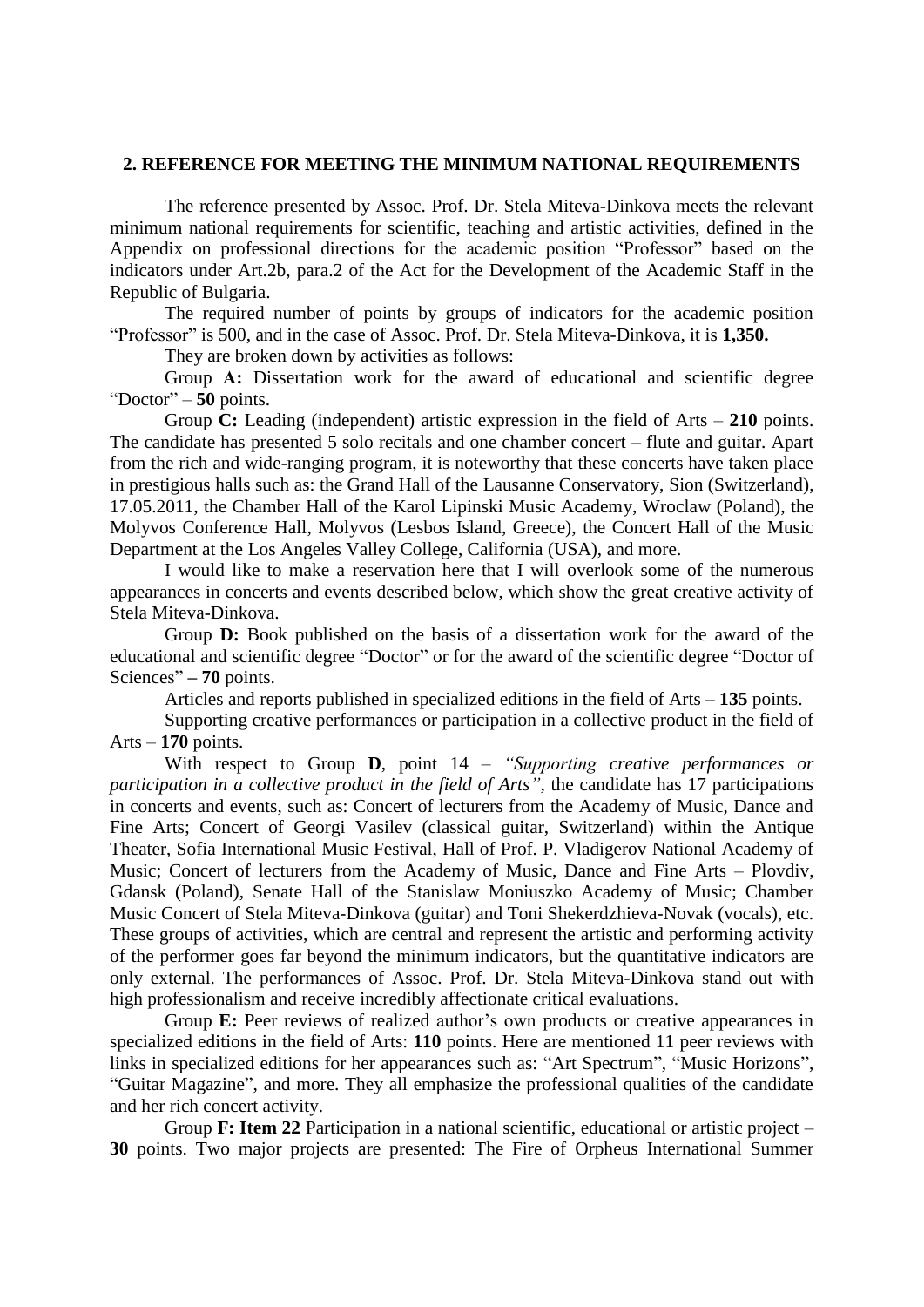## 2. REFERENCE FOR MEETING THE MINIMUM NATIONAL REQUIREMENTS

The reference presented by Assoc. Prof. Dr. Stela Miteva-Dinkova meets the relevant minimum national requirements for scientific, teaching and artistic activities, defined in the Appendix on professional directions for the academic position "Professor" based on the indicators under Art.2b, para.2 of the Act for the Development of the Academic Staff in the Republic of Bulgaria.

The required number of points by groups of indicators for the academic position "Professor" is 500, and in the case of Assoc. Prof. Dr. Stela Miteva-Dinkova, it is **1,350.**

They are broken down by activities as follows:

Group **A:** Dissertation work for the award of educational and scientific degree "Doctor" – **50** points.

Group **C:** Leading (independent) artistic expression in the field of Arts – **210** points. The candidate has presented 5 solo recitals and one chamber concert – flute and guitar. Apart from the rich and wide-ranging program, it is noteworthy that these concerts have taken place in prestigious halls such as: the Grand Hall of the Lausanne Conservatory, Sion (Switzerland), 17.05.2011, the Chamber Hall of the Karol Lipinski Music Academy, Wroclaw (Poland), the Molyvos Conference Hall, Molyvos (Lesbos Island, Greece), the Concert Hall of the Music Department at the Los Angeles Valley College, California (USA), and more.

I would like to make a reservation here that I will overlook some of the numerous appearances in concerts and events described below, which show the great creative activity of Stela Miteva-Dinkova.

Group **D:** Book published on the basis of a dissertation work for the award of the educational and scientific degree "Doctor" or for the award of the scientific degree "Doctor of Sciences" **– 70** points.

Articles and reports published in specialized editions in the field of Arts – **135** points.

Supporting creative performances or participation in a collective product in the field of Arts – **170** points.

With respect to Group **D**, point 14 – *"Supporting creative performances or participation in a collective product in the field of Arts"*, the candidate has 17 participations in concerts and events, such as: Concert of lecturers from the Academy of Music, Dance and Fine Arts; Concert of Georgi Vasilev (classical guitar, Switzerland) within the Antique Theater, Sofia International Music Festival, Hall of Prof. P. Vladigerov National Academy of Music; Concert of lecturers from the Academy of Music, Dance and Fine Arts – Plovdiv, Gdansk (Poland), Senate Hall of the Stanislaw Moniuszko Academy of Music; Chamber Music Concert of Stela Miteva-Dinkova (guitar) and Toni Shekerdzhieva-Novak (vocals), etc. These groups of activities, which are central and represent the artistic and performing activity of the performer goes far beyond the minimum indicators, but the quantitative indicators are only external. The performances of Assoc. Prof. Dr. Stela Miteva-Dinkova stand out with high professionalism and receive incredibly affectionate critical evaluations.

Group **E:** Peer reviews of realized author's own products or creative appearances in specialized editions in the field of Arts: **110** points. Here are mentioned 11 peer reviews with links in specialized editions for her appearances such as: "Art Spectrum", "Music Horizons", "Guitar Magazine", and more. They all emphasize the professional qualities of the candidate and her rich concert activity.

Group **F: Item 22** Participation in a national scientific, educational or artistic project – **30** points. Two major projects are presented: The Fire of Orpheus International Summer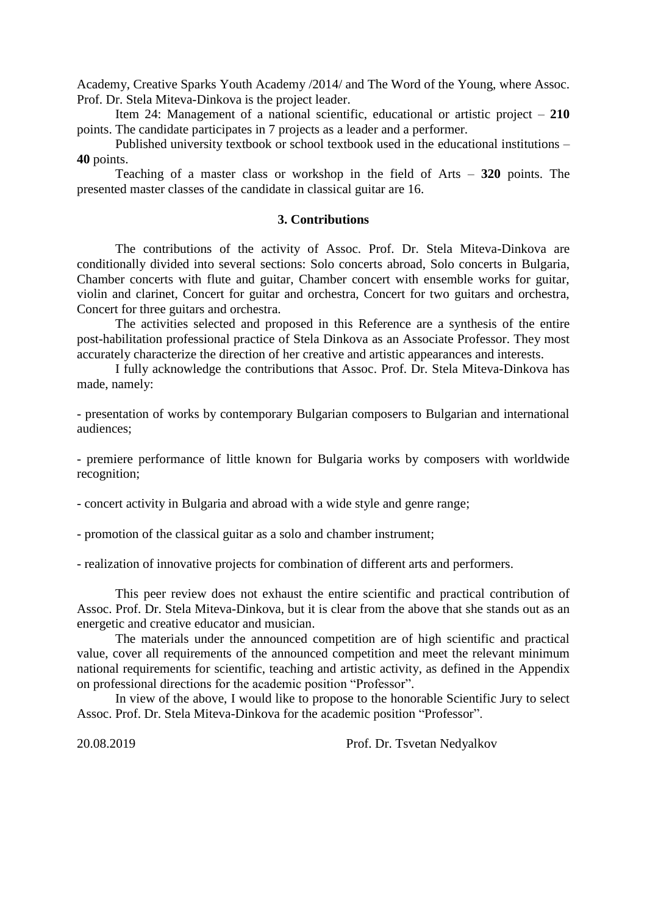Academy, Creative Sparks Youth Academy /2014/ and The Word of the Young, where Assoc. Prof. Dr. Stela Miteva-Dinkova is the project leader.

Item 24: Management of a national scientific, educational or artistic project – **210** points. The candidate participates in 7 projects as a leader and a performer.

Published university textbook or school textbook used in the educational institutions – **40** points.

Teaching of a master class or workshop in the field of Arts – **320** points. The presented master classes of the candidate in classical guitar are 16.

### 3. Contributions

The contributions of the activity of Assoc. Prof. Dr. Stela Miteva-Dinkova are conditionally divided into several sections: Solo concerts abroad, Solo concerts in Bulgaria, Chamber concerts with flute and guitar, Chamber concert with ensemble works for guitar, violin and clarinet, Concert for guitar and orchestra, Concert for two guitars and orchestra, Concert for three guitars and orchestra.

The activities selected and proposed in this Reference are a synthesis of the entire post-habilitation professional practice of Stela Dinkova as an Associate Professor. They most accurately characterize the direction of her creative and artistic appearances and interests.

I fully acknowledge the contributions that Assoc. Prof. Dr. Stela Miteva-Dinkova has made, namely:

- presentation of works by contemporary Bulgarian composers to Bulgarian and international audiences;

- premiere performance of little known for Bulgaria works by composers with worldwide recognition;

- concert activity in Bulgaria and abroad with a wide style and genre range;

- promotion of the classical guitar as a solo and chamber instrument;

- realization of innovative projects for combination of different arts and performers.

This peer review does not exhaust the entire scientific and practical contribution of Assoc. Prof. Dr. Stela Miteva-Dinkova, but it is clear from the above that she stands out as an energetic and creative educator and musician.

The materials under the announced competition are of high scientific and practical value, cover all requirements of the announced competition and meet the relevant minimum national requirements for scientific, teaching and artistic activity, as defined in the Appendix on professional directions for the academic position "Professor".

In view of the above, I would like to propose to the honorable Scientific Jury to select Assoc. Prof. Dr. Stela Miteva-Dinkova for the academic position "Professor".

20.08.2019 Prof. Dr. Tsvetan Nedyalkov